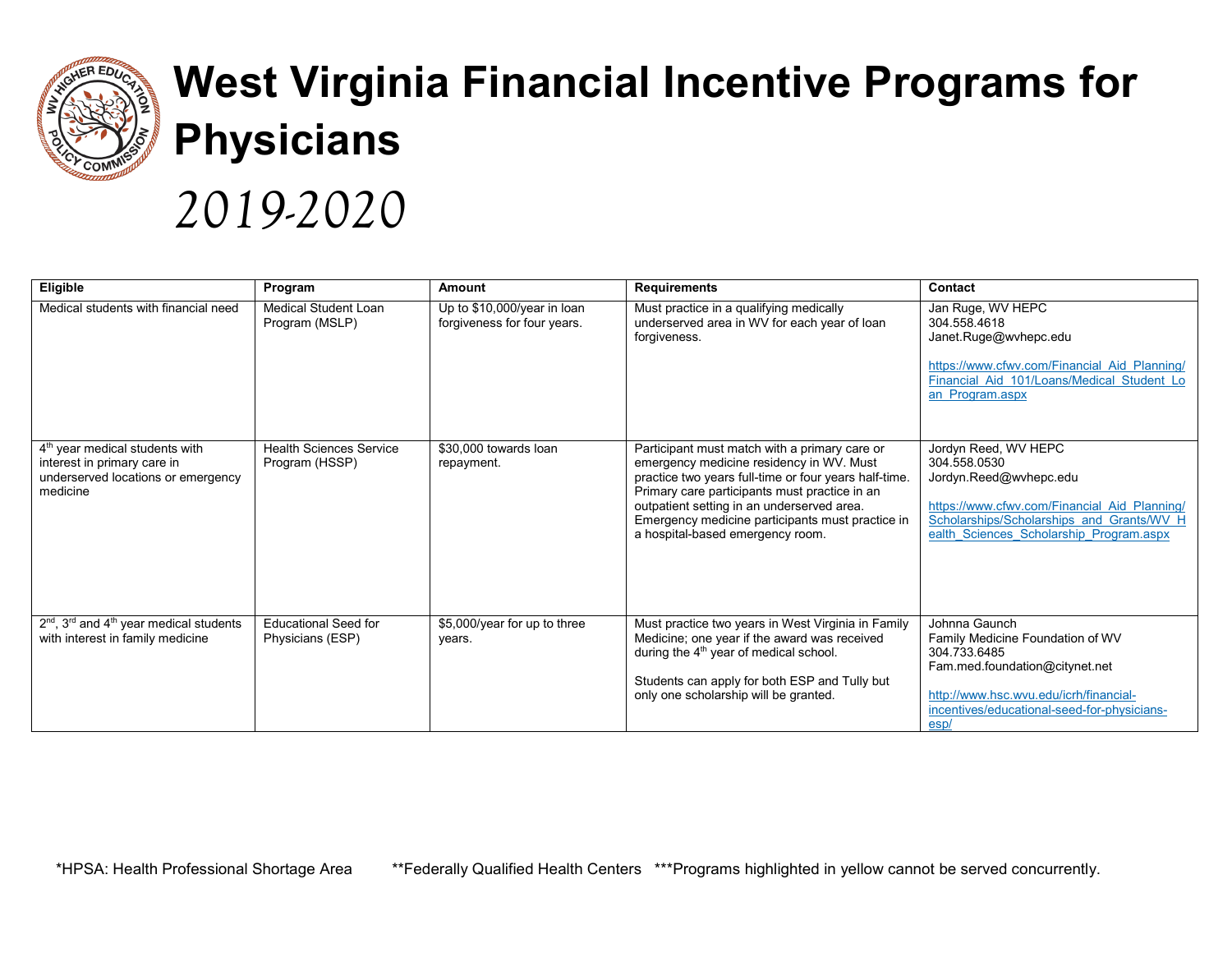# West Virginia Financial Incentive Programs for Physicians

*2019-2020*

| Eligible | Program | Amount | Requirements | Contact |
|---|---|---|---|---|
| Medical students with financial need | Medical Student Loan Program (MSLP) | Up to $10,000/year in loan forgiveness for four years. | Must practice in a qualifying medically underserved area in WV for each year of loan forgiveness. | Jan Ruge, WV HEPC<br>304.558.4618<br>Janet.Ruge@wvhepc.edu<br><br>https://www.cfwv.com/Financial_Aid_Planning/Financial_Aid_101/Loans/Medical_Student_Loan_Program.aspx |
| 4th year medical students with interest in primary care in underserved locations or emergency medicine | Health Sciences Service Program (HSSP) | $30,000 towards loan repayment. | Participant must match with a primary care or emergency medicine residency in WV. Must practice two years full-time or four years half-time. Primary care participants must practice in an outpatient setting in an underserved area. Emergency medicine participants must practice in a hospital-based emergency room. | Jordyn Reed, WV HEPC<br>304.558.0530<br>Jordyn.Reed@wvhepc.edu<br><br>https://www.cfwv.com/Financial_Aid_Planning/Scholarships/Scholarships_and_Grants/WV_Health_Sciences_Scholarship_Program.aspx |
| 2nd, 3rd and 4th year medical students with interest in family medicine | Educational Seed for Physicians (ESP) | $5,000/year for up to three years. | Must practice two years in West Virginia in Family Medicine; one year if the award was received during the 4th year of medical school.<br><br>Students can apply for both ESP and Tully but only one scholarship will be granted. | Johnna Gaunch<br>Family Medicine Foundation of WV<br>304.733.6485<br>Fam.med.foundation@citynet.net<br><br>http://www.hsc.wvu.edu/icrh/financial-incentives/educational-seed-for-physicians-esp/ |

*HPSA: Health Professional Shortage Area **Federally Qualified Health Centers ***Programs highlighted in yellow cannot be served concurrently.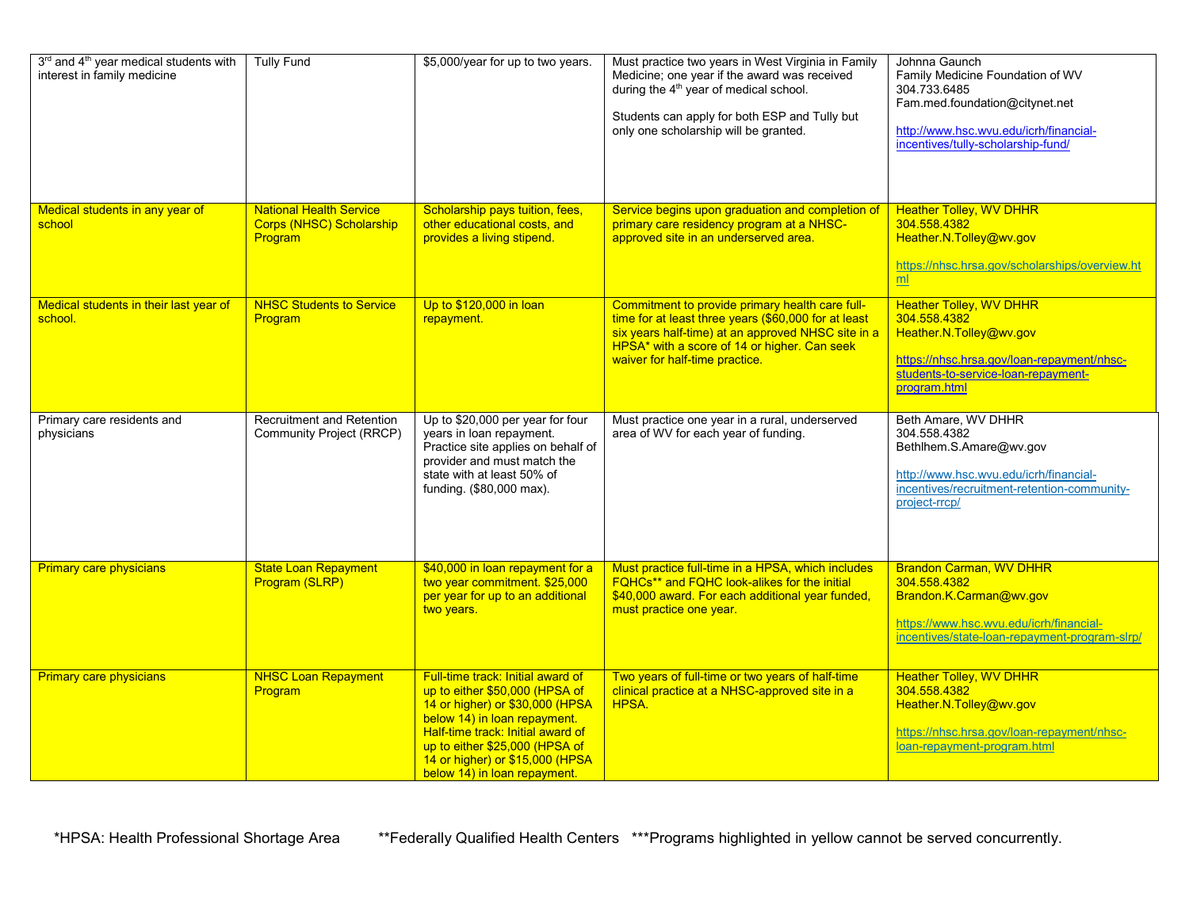| 3rd and 4th year medical students with interest in family medicine | Tully Fund | $5,000/year for up to two years. | Must practice two years in West Virginia in Family Medicine; one year if the award was received during the 4th year of medical school.<br><br>Students can apply for both ESP and Tully but only one scholarship will be granted. | Johnna Gaunch<br>Family Medicine Foundation of WV<br>304.733.6485<br>Fam.med.foundation@citynet.net<br><br>http://www.hsc.wvu.edu/icrh/financial-incentives/tully-scholarship-fund/ |
|---|---|---|---|---|
| Medical students in any year of school | National Health Service Corps (NHSC) Scholarship Program | Scholarship pays tuition, fees, other educational costs, and provides a living stipend. | Service begins upon graduation and completion of primary care residency program at a NHSC-approved site in an underserved area. | Heather Tolley, WV DHHR<br>304.558.4382<br>Heather.N.Tolley@wv.gov<br><br>https://nhsc.hrsa.gov/scholarships/overview.html |
| Medical students in their last year of school. | NHSC Students to Service Program | Up to $120,000 in loan repayment. | Commitment to provide primary health care full-time for at least three years ($60,000 for at least six years half-time) at an approved NHSC site in a HPSA* with a score of 14 or higher. Can seek waiver for half-time practice. | Heather Tolley, WV DHHR<br>304.558.4382<br>Heather.N.Tolley@wv.gov<br><br>https://nhsc.hrsa.gov/loan-repayment/nhsc-students-to-service-loan-repayment-program.html |
| Primary care residents and physicians | Recruitment and Retention Community Project (RRCP) | Up to $20,000 per year for four years in loan repayment. Practice site applies on behalf of provider and must match the state with at least 50% of funding. ($80,000 max). | Must practice one year in a rural, underserved area of WV for each year of funding. | Beth Amare, WV DHHR<br>304.558.4382<br>Bethlhem.S.Amare@wv.gov<br><br>http://www.hsc.wvu.edu/icrh/financial-incentives/recruitment-retention-community-project-rrcp/ |
| Primary care physicians | State Loan Repayment Program (SLRP) | $40,000 in loan repayment for a two year commitment. $25,000 per year for up to an additional two years. | Must practice full-time in a HPSA, which includes FQHCs** and FQHC look-alikes for the initial $40,000 award. For each additional year funded, must practice one year. | Brandon Carman, WV DHHR<br>304.558.4382<br>Brandon.K.Carman@wv.gov<br><br>https://www.hsc.wvu.edu/icrh/financial-incentives/state-loan-repayment-program-slrp/ |
| Primary care physicians | NHSC Loan Repayment Program | Full-time track: Initial award of up to either $50,000 (HPSA of 14 or higher) or $30,000 (HPSA below 14) in loan repayment. Half-time track: Initial award of up to either $25,000 (HPSA of 14 or higher) or $15,000 (HPSA below 14) in loan repayment. | Two years of full-time or two years of half-time clinical practice at a NHSC-approved site in a HPSA. | Heather Tolley, WV DHHR<br>304.558.4382<br>Heather.N.Tolley@wv.gov<br><br>https://nhsc.hrsa.gov/loan-repayment/nhsc-loan-repayment-program.html |

*HPSA: Health Professional Shortage Area **Federally Qualified Health Centers ***Programs highlighted in yellow cannot be served concurrently.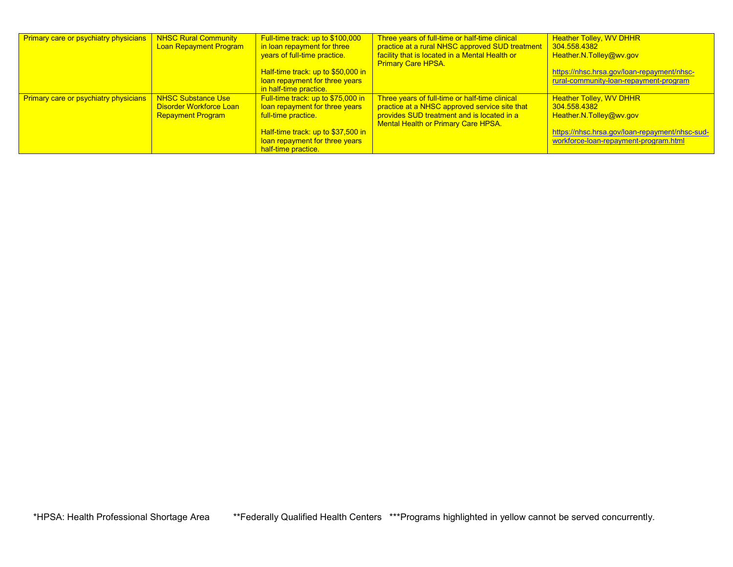| | | | | |
|---|---|---|---|---|
| Primary care or psychiatry physicians | NHSC Rural Community Loan Repayment Program | Full-time track: up to $100,000 in loan repayment for three years of full-time practice.<br><br>Half-time track: up to $50,000 in loan repayment for three years in half-time practice. | Three years of full-time or half-time clinical practice at a rural NHSC approved SUD treatment facility that is located in a Mental Health or Primary Care HPSA. | Heather Tolley, WV DHHR<br>304.558.4382<br>Heather.N.Tolley@wv.gov<br><br>https://nhsc.hrsa.gov/loan-repayment/nhsc-rural-community-loan-repayment-program |
| Primary care or psychiatry physicians | NHSC Substance Use Disorder Workforce Loan Repayment Program | Full-time track: up to $75,000 in loan repayment for three years full-time practice.<br><br>Half-time track: up to $37,500 in loan repayment for three years half-time practice. | Three years of full-time or half-time clinical practice at a NHSC approved service site that provides SUD treatment and is located in a Mental Health or Primary Care HPSA. | Heather Tolley, WV DHHR<br>304.558.4382<br>Heather.N.Tolley@wv.gov<br><br>https://nhsc.hrsa.gov/loan-repayment/nhsc-sud-workforce-loan-repayment-program.html |

*HPSA: Health Professional Shortage Area **Federally Qualified Health Centers ***Programs highlighted in yellow cannot be served concurrently.